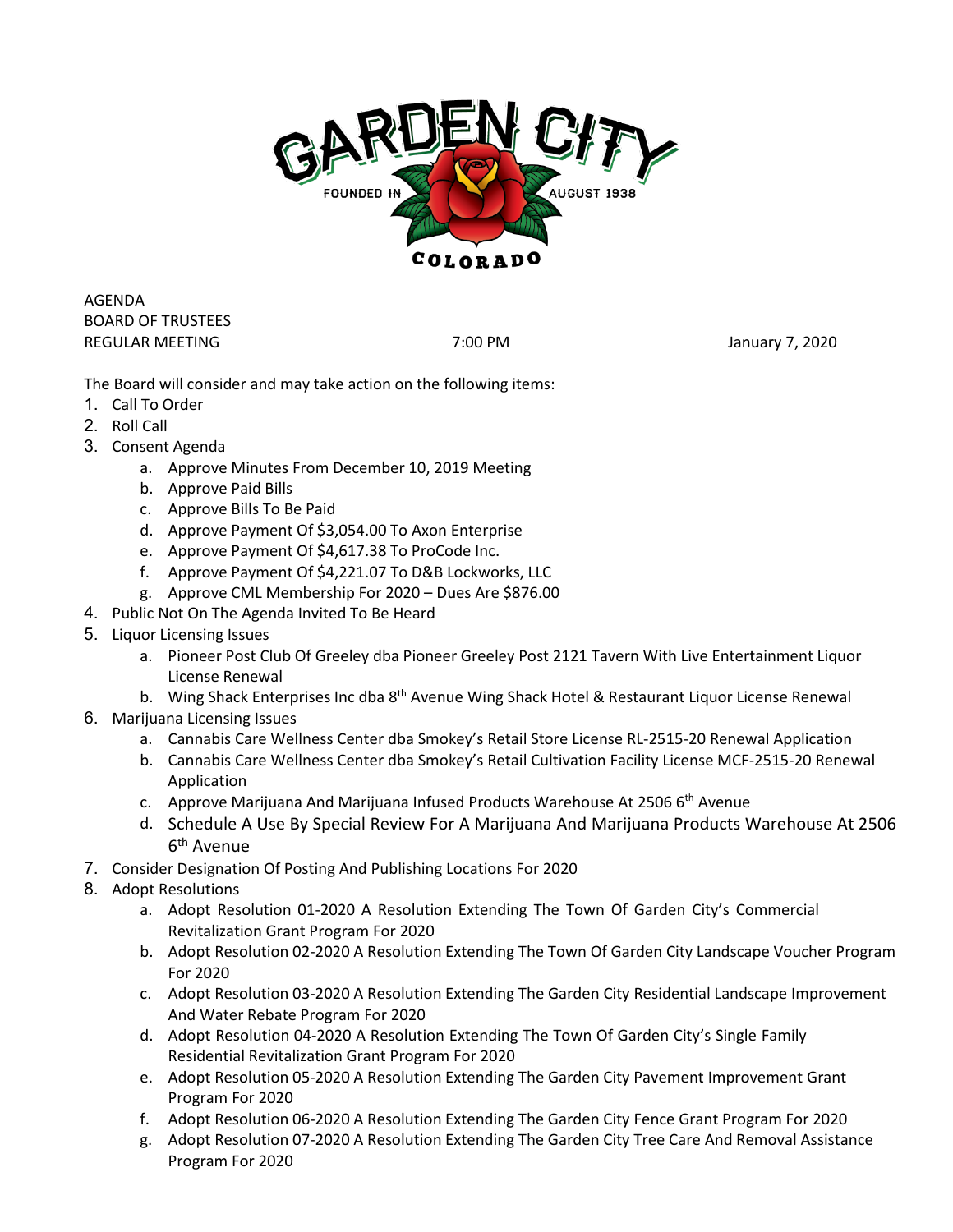GARDEN CITY

FOUNDED IN AUGUST 1938

COLORADO

AGENDA
BOARD OF TRUSTEES
REGULAR MEETING 7:00 PM January 7, 2020

The Board will consider and may take action on the following items:

1. Call To Order
2. Roll Call
3. Consent Agenda
   a. Approve Minutes From December 10, 2019 Meeting
   b. Approve Paid Bills
   c. Approve Bills To Be Paid
   d. Approve Payment Of $3,054.00 To Axon Enterprise
   e. Approve Payment Of $4,617.38 To ProCode Inc.
   f. Approve Payment Of $4,221.07 To D&B Lockworks, LLC
   g. Approve CML Membership For 2020 – Dues Are $876.00
4. Public Not On The Agenda Invited To Be Heard
5. Liquor Licensing Issues
   a. Pioneer Post Club Of Greeley dba Pioneer Greeley Post 2121 Tavern With Live Entertainment Liquor License Renewal
   b. Wing Shack Enterprises Inc dba 8th Avenue Wing Shack Hotel & Restaurant Liquor License Renewal
6. Marijuana Licensing Issues
   a. Cannabis Care Wellness Center dba Smokey's Retail Store License RL-2515-20 Renewal Application
   b. Cannabis Care Wellness Center dba Smokey's Retail Cultivation Facility License MCF-2515-20 Renewal Application
   c. Approve Marijuana And Marijuana Infused Products Warehouse At 2506 6th Avenue
   d. Schedule A Use By Special Review For A Marijuana And Marijuana Products Warehouse At 2506 6th Avenue
7. Consider Designation Of Posting And Publishing Locations For 2020
8. Adopt Resolutions
   a. Adopt Resolution 01-2020 A Resolution Extending The Town Of Garden City's Commercial Revitalization Grant Program For 2020
   b. Adopt Resolution 02-2020 A Resolution Extending The Town Of Garden City Landscape Voucher Program For 2020
   c. Adopt Resolution 03-2020 A Resolution Extending The Garden City Residential Landscape Improvement And Water Rebate Program For 2020
   d. Adopt Resolution 04-2020 A Resolution Extending The Town Of Garden City's Single Family Residential Revitalization Grant Program For 2020
   e. Adopt Resolution 05-2020 A Resolution Extending The Garden City Pavement Improvement Grant Program For 2020
   f. Adopt Resolution 06-2020 A Resolution Extending The Garden City Fence Grant Program For 2020
   g. Adopt Resolution 07-2020 A Resolution Extending The Garden City Tree Care And Removal Assistance Program For 2020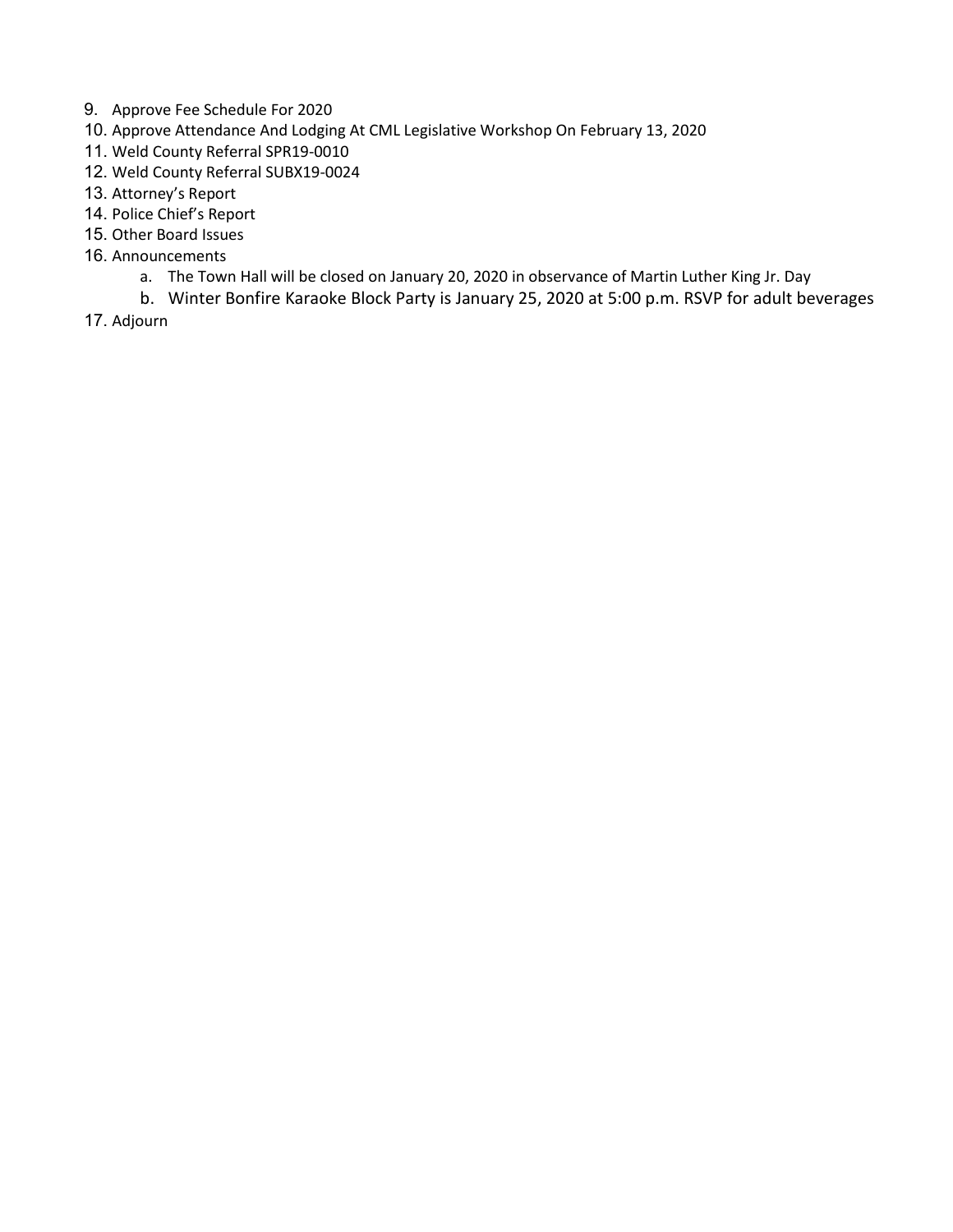9. Approve Fee Schedule For 2020
10. Approve Attendance And Lodging At CML Legislative Workshop On February 13, 2020
11. Weld County Referral SPR19-0010
12. Weld County Referral SUBX19-0024
13. Attorney's Report
14. Police Chief's Report
15. Other Board Issues
16. Announcements
    a. The Town Hall will be closed on January 20, 2020 in observance of Martin Luther King Jr. Day
    b. Winter Bonfire Karaoke Block Party is January 25, 2020 at 5:00 p.m. RSVP for adult beverages
17. Adjourn